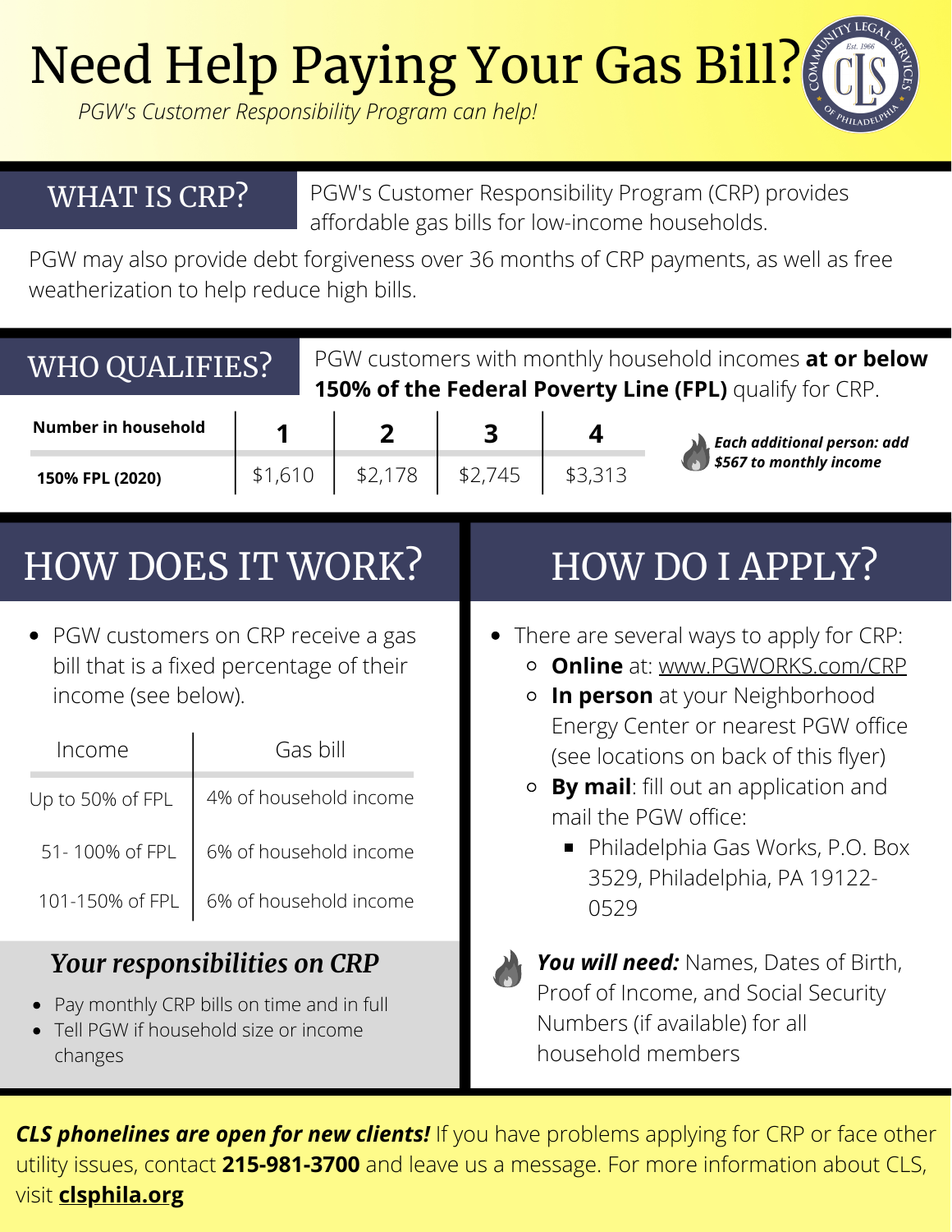# Need Help Paying Your Gas Bill?

*PGW's Customer Responsibility Program can help!*

## WHAT IS CRP?

PGW's Customer Responsibility Program (CRP) provides affordable gas bills for low-income households.

PGW may also provide debt forgiveness over 36 months of CRP payments, as well as free weatherization to help reduce high bills.

## WHO QUALIFIES?

PGW customers with monthly household incomes **at or below 150% of the Federal Poverty Line (FPL)** qualify for CRP.

| Number in household | 1 | 2 | 3 | 4 |
|---|---|---|---|---|
| 150% FPL (2020) | $1,610 | $2,178 | $2,745 | $3,313 |

***Each additional person: add $567 to monthly income***

## HOW DOES IT WORK?

- PGW customers on CRP receive a gas bill that is a fixed percentage of their income (see below).

| Income | Gas bill |
|---|---|
| Up to 50% of FPL | 4% of household income |
| 51- 100% of FPL | 6% of household income |
| 101-150% of FPL | 6% of household income |

### *Your responsibilities on CRP*

- Pay monthly CRP bills on time and in full
- Tell PGW if household size or income changes

## HOW DO I APPLY?

- There are several ways to apply for CRP:
  - **Online** at: www.PGWORKS.com/CRP
  - **In person** at your Neighborhood Energy Center or nearest PGW office (see locations on back of this flyer)
  - **By mail**: fill out an application and mail the PGW office:
    - Philadelphia Gas Works, P.O. Box 3529, Philadelphia, PA 19122-0529

***You will need:*** Names, Dates of Birth, Proof of Income, and Social Security Numbers (if available) for all household members

***CLS phonelines are open for new clients!*** If you have problems applying for CRP or face other utility issues, contact **215-981-3700** and leave us a message. For more information about CLS, visit **clsphila.org**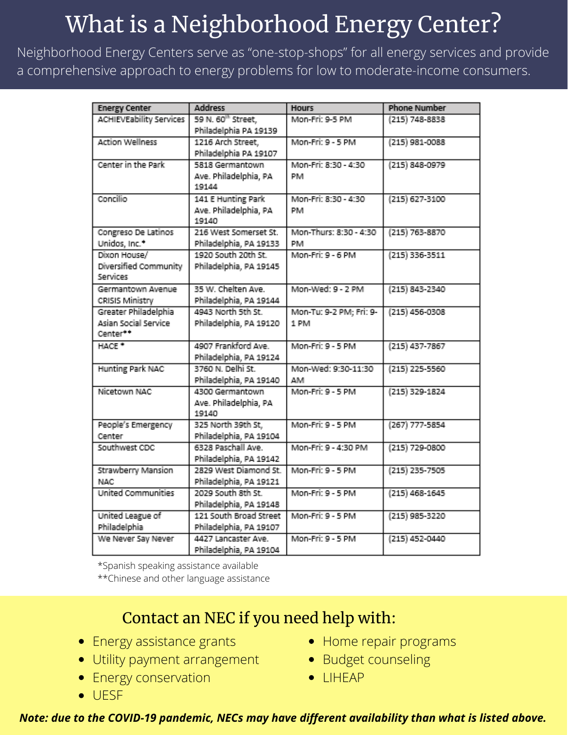# What is a Neighborhood Energy Center?

Neighborhood Energy Centers serve as "one-stop-shops" for all energy services and provide a comprehensive approach to energy problems for low to moderate-income consumers.

| Energy Center | Address | Hours | Phone Number |
|---|---|---|---|
| ACHIEVEability Services | 59 N. 60th Street, Philadelphia PA 19139 | Mon-Fri: 9-5 PM | (215) 748-8838 |
| Action Wellness | 1216 Arch Street, Philadelphia PA 19107 | Mon-Fri: 9 - 5 PM | (215) 981-0088 |
| Center in the Park | 5818 Germantown Ave. Philadelphia, PA 19144 | Mon-Fri: 8:30 - 4:30 PM | (215) 848-0979 |
| Concilio | 141 E Hunting Park Ave. Philadelphia, PA 19140 | Mon-Fri: 8:30 - 4:30 PM | (215) 627-3100 |
| Congreso De Latinos Unidos, Inc.* | 216 West Somerset St. Philadelphia, PA 19133 | Mon-Thurs: 8:30 - 4:30 PM | (215) 763-8870 |
| Dixon House/ Diversified Community Services | 1920 South 20th St. Philadelphia, PA 19145 | Mon-Fri: 9 - 6 PM | (215) 336-3511 |
| Germantown Avenue CRISIS Ministry | 35 W. Chelten Ave. Philadelphia, PA 19144 | Mon-Wed: 9 - 2 PM | (215) 843-2340 |
| Greater Philadelphia Asian Social Service Center** | 4943 North 5th St. Philadelphia, PA 19120 | Mon-Tu: 9-2 PM; Fri: 9-1 PM | (215) 456-0308 |
| HACE * | 4907 Frankford Ave. Philadelphia, PA 19124 | Mon-Fri: 9 - 5 PM | (215) 437-7867 |
| Hunting Park NAC | 3760 N. Delhi St. Philadelphia, PA 19140 | Mon-Wed: 9:30-11:30 AM | (215) 225-5560 |
| Nicetown NAC | 4300 Germantown Ave. Philadelphia, PA 19140 | Mon-Fri: 9 - 5 PM | (215) 329-1824 |
| People's Emergency Center | 325 North 39th St, Philadelphia, PA 19104 | Mon-Fri: 9 - 5 PM | (267) 777-5854 |
| Southwest CDC | 6328 Paschall Ave. Philadelphia, PA 19142 | Mon-Fri: 9 - 4:30 PM | (215) 729-0800 |
| Strawberry Mansion NAC | 2829 West Diamond St. Philadelphia, PA 19121 | Mon-Fri: 9 - 5 PM | (215) 235-7505 |
| United Communities | 2029 South 8th St. Philadelphia, PA 19148 | Mon-Fri: 9 - 5 PM | (215) 468-1645 |
| United League of Philadelphia | 121 South Broad Street Philadelphia, PA 19107 | Mon-Fri: 9 - 5 PM | (215) 985-3220 |
| We Never Say Never | 4427 Lancaster Ave. Philadelphia, PA 19104 | Mon-Fri: 9 - 5 PM | (215) 452-0440 |

*Spanish speaking assistance available

**Chinese and other language assistance

## Contact an NEC if you need help with:

- Energy assistance grants
- Utility payment arrangement
- Energy conservation
- UESF
- Home repair programs
- Budget counseling
- LIHEAP

***Note: due to the COVID-19 pandemic, NECs may have different availability than what is listed above.***